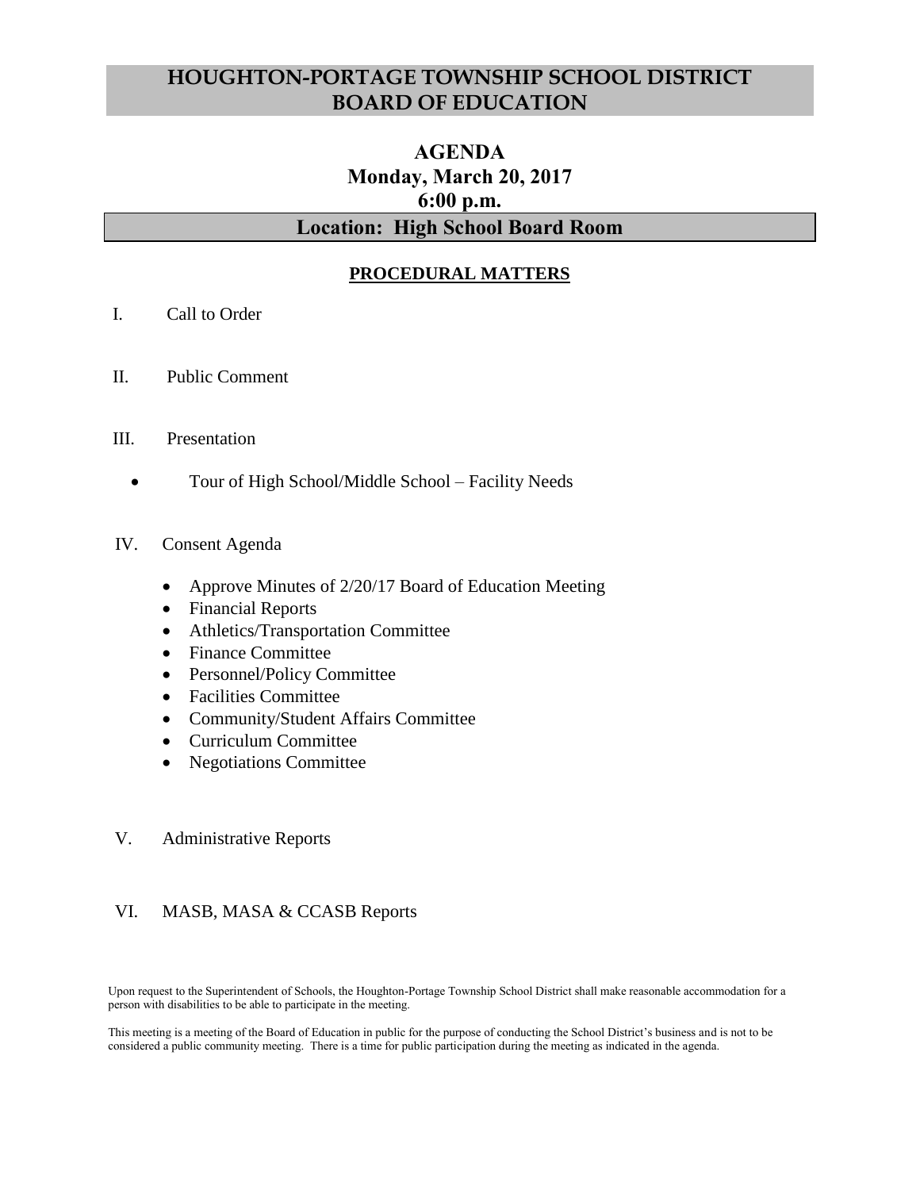# HOUGHTON-PORTAGE TOWNSHIP SCHOOL DISTRICT BOARD OF EDUCATION

## AGENDA
## Monday, March 20, 2017
## 6:00 p.m.
## Location: High School Board Room

### PROCEDURAL MATTERS

I. Call to Order

II. Public Comment

III. Presentation

- Tour of High School/Middle School – Facility Needs

IV. Consent Agenda

- Approve Minutes of 2/20/17 Board of Education Meeting
- Financial Reports
- Athletics/Transportation Committee
- Finance Committee
- Personnel/Policy Committee
- Facilities Committee
- Community/Student Affairs Committee
- Curriculum Committee
- Negotiations Committee

V. Administrative Reports

VI. MASB, MASA & CCASB Reports

Upon request to the Superintendent of Schools, the Houghton-Portage Township School District shall make reasonable accommodation for a person with disabilities to be able to participate in the meeting.

This meeting is a meeting of the Board of Education in public for the purpose of conducting the School District's business and is not to be considered a public community meeting. There is a time for public participation during the meeting as indicated in the agenda.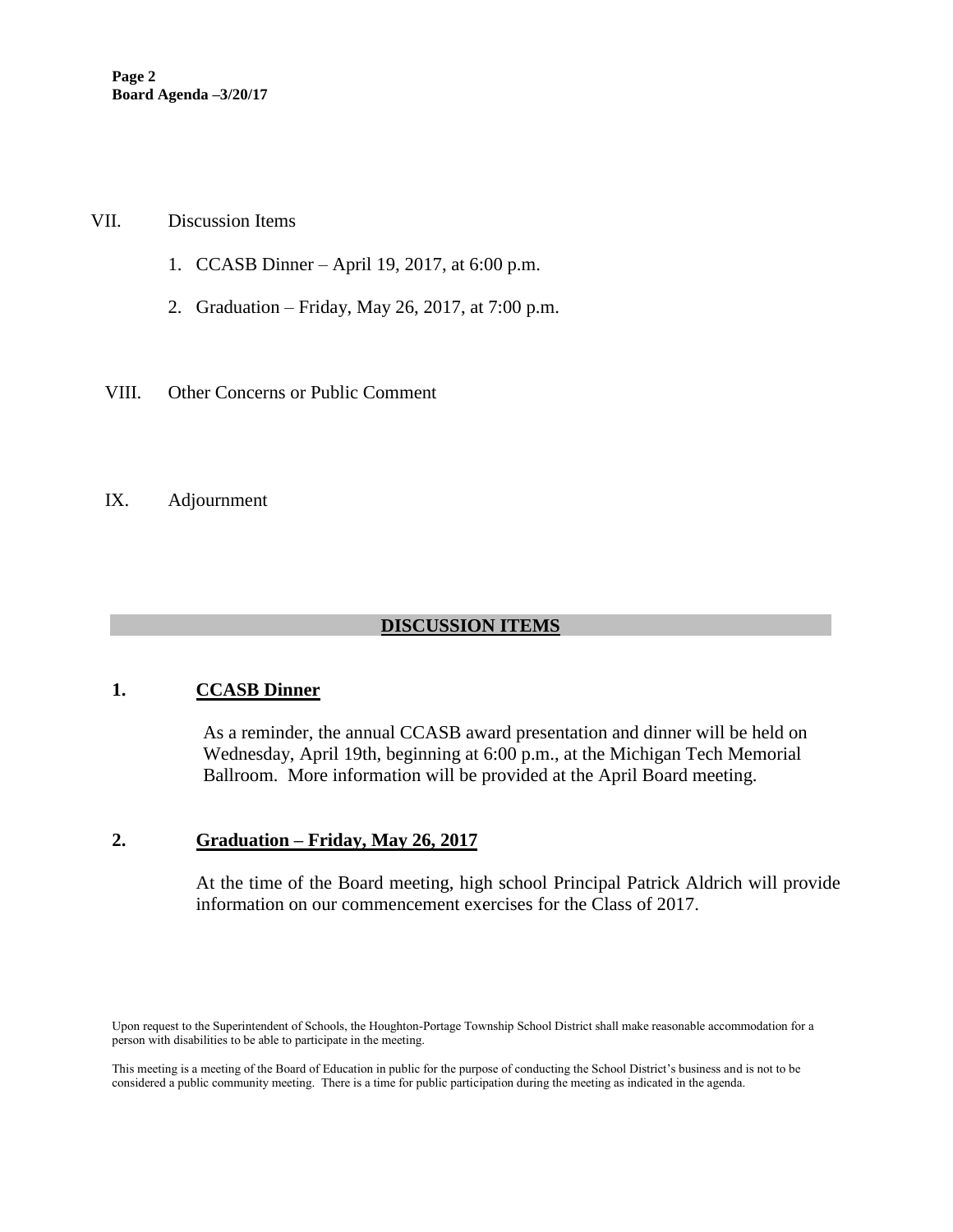VII. Discussion Items

1. CCASB Dinner – April 19, 2017, at 6:00 p.m.
2. Graduation – Friday, May 26, 2017, at 7:00 p.m.

VIII. Other Concerns or Public Comment

IX. Adjournment

## DISCUSSION ITEMS

### 1. CCASB Dinner

As a reminder, the annual CCASB award presentation and dinner will be held on Wednesday, April 19th, beginning at 6:00 p.m., at the Michigan Tech Memorial Ballroom. More information will be provided at the April Board meeting.

### 2. Graduation – Friday, May 26, 2017

At the time of the Board meeting, high school Principal Patrick Aldrich will provide information on our commencement exercises for the Class of 2017.

Upon request to the Superintendent of Schools, the Houghton-Portage Township School District shall make reasonable accommodation for a person with disabilities to be able to participate in the meeting.

This meeting is a meeting of the Board of Education in public for the purpose of conducting the School District's business and is not to be considered a public community meeting. There is a time for public participation during the meeting as indicated in the agenda.